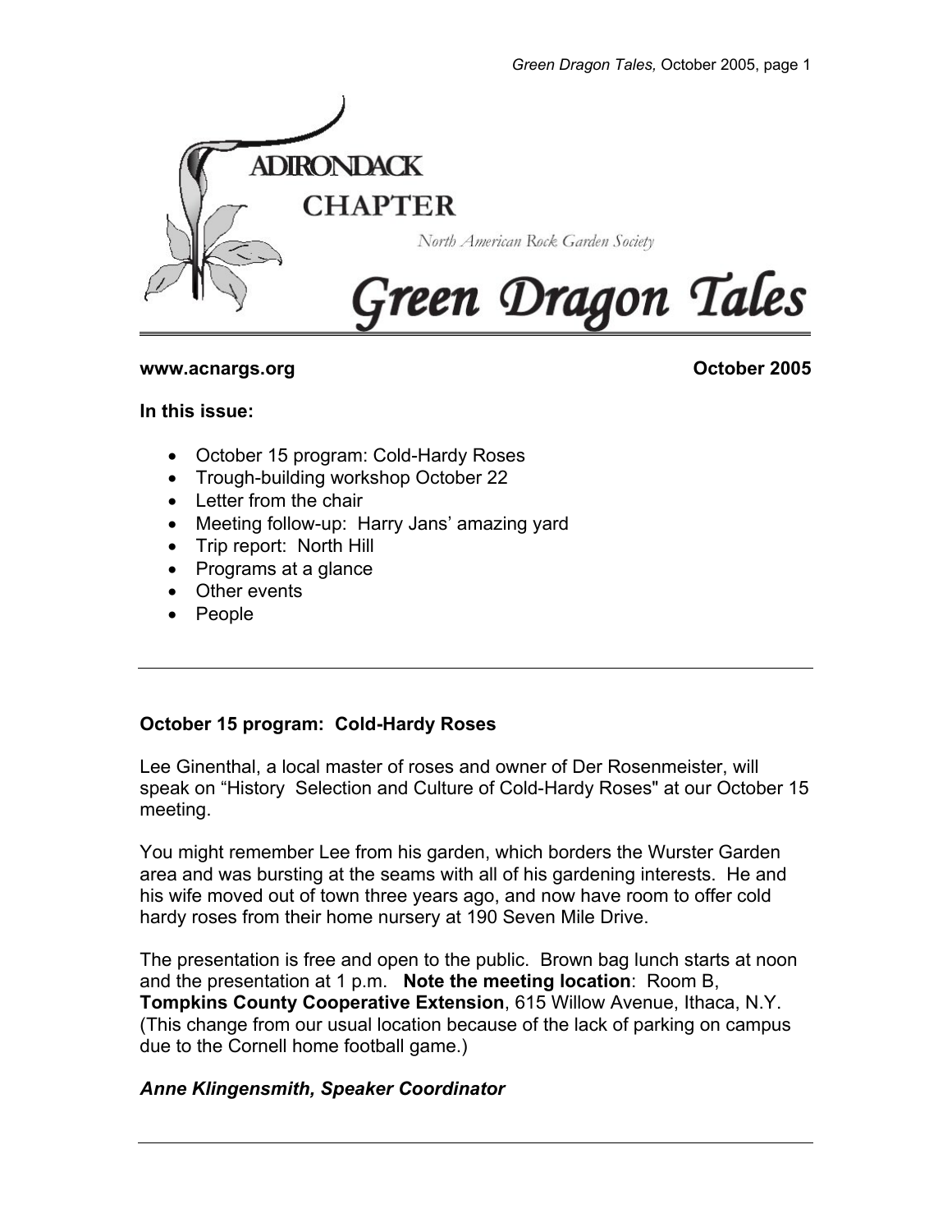# ADIRONDACK CHAPTER

North American Rock Garden Society

# Green Dragon Tales

**www.acnargs.org** **October 2005**

**In this issue:**

- October 15 program: Cold-Hardy Roses
- Trough-building workshop October 22
- Letter from the chair
- Meeting follow-up: Harry Jans' amazing yard
- Trip report: North Hill
- Programs at a glance
- Other events
- People

---

## October 15 program: Cold-Hardy Roses

Lee Ginenthal, a local master of roses and owner of Der Rosenmeister, will speak on "History Selection and Culture of Cold-Hardy Roses" at our October 15 meeting.

You might remember Lee from his garden, which borders the Wurster Garden area and was bursting at the seams with all of his gardening interests. He and his wife moved out of town three years ago, and now have room to offer cold hardy roses from their home nursery at 190 Seven Mile Drive.

The presentation is free and open to the public. Brown bag lunch starts at noon and the presentation at 1 p.m. **Note the meeting location**: Room B, **Tompkins County Cooperative Extension**, 615 Willow Avenue, Ithaca, N.Y. (This change from our usual location because of the lack of parking on campus due to the Cornell home football game.)

***Anne Klingensmith, Speaker Coordinator***

---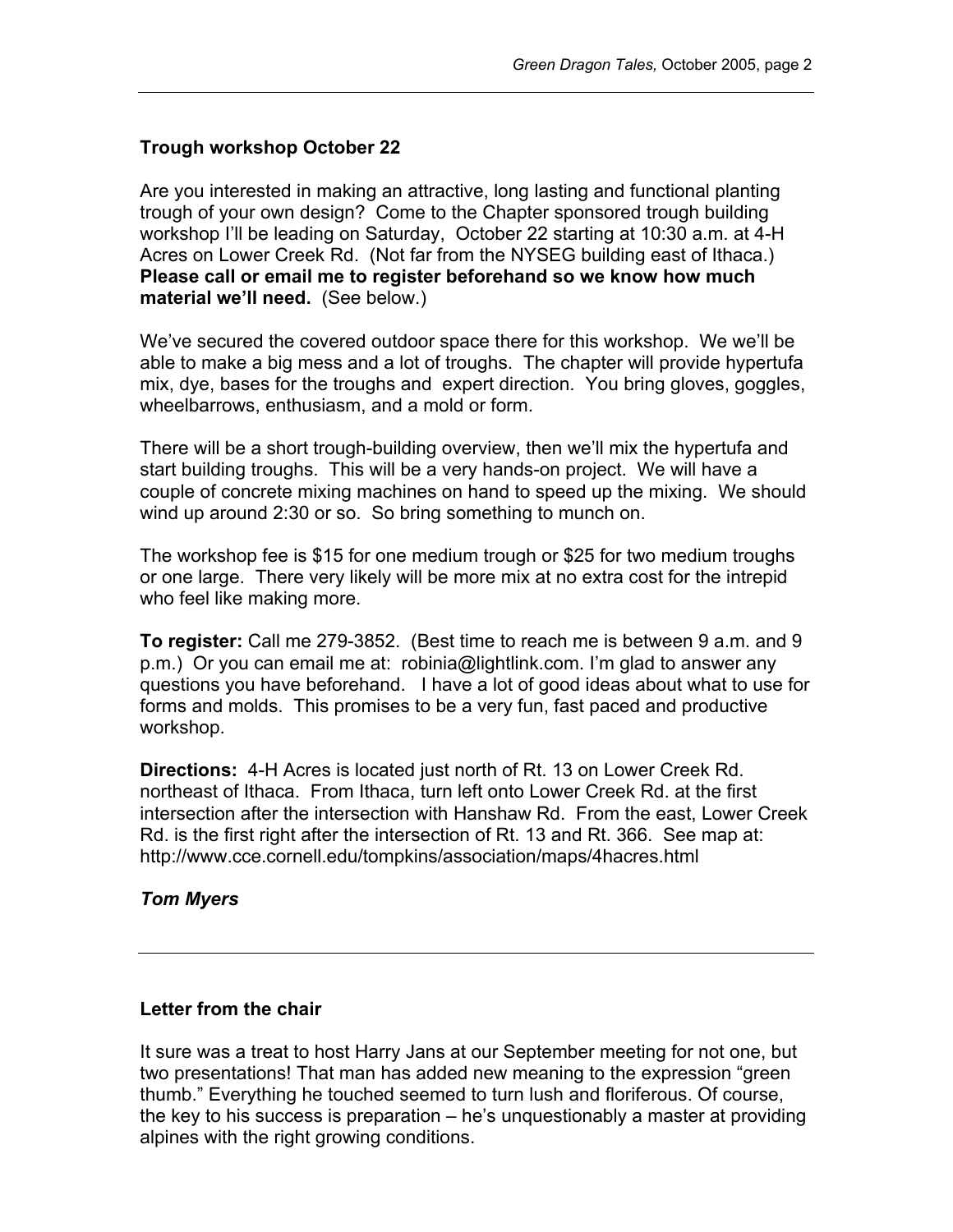## Trough workshop October 22

Are you interested in making an attractive, long lasting and functional planting trough of your own design? Come to the Chapter sponsored trough building workshop I'll be leading on Saturday, October 22 starting at 10:30 a.m. at 4-H Acres on Lower Creek Rd. (Not far from the NYSEG building east of Ithaca.) **Please call or email me to register beforehand so we know how much material we'll need.** (See below.)

We've secured the covered outdoor space there for this workshop. We we'll be able to make a big mess and a lot of troughs. The chapter will provide hypertufa mix, dye, bases for the troughs and expert direction. You bring gloves, goggles, wheelbarrows, enthusiasm, and a mold or form.

There will be a short trough-building overview, then we'll mix the hypertufa and start building troughs. This will be a very hands-on project. We will have a couple of concrete mixing machines on hand to speed up the mixing. We should wind up around 2:30 or so. So bring something to munch on.

The workshop fee is $15 for one medium trough or $25 for two medium troughs or one large. There very likely will be more mix at no extra cost for the intrepid who feel like making more.

**To register:** Call me 279-3852. (Best time to reach me is between 9 a.m. and 9 p.m.) Or you can email me at: robinia@lightlink.com. I'm glad to answer any questions you have beforehand. I have a lot of good ideas about what to use for forms and molds. This promises to be a very fun, fast paced and productive workshop.

**Directions:** 4-H Acres is located just north of Rt. 13 on Lower Creek Rd. northeast of Ithaca. From Ithaca, turn left onto Lower Creek Rd. at the first intersection after the intersection with Hanshaw Rd. From the east, Lower Creek Rd. is the first right after the intersection of Rt. 13 and Rt. 366. See map at: http://www.cce.cornell.edu/tompkins/association/maps/4hacres.html

***Tom Myers***

---

## Letter from the chair

It sure was a treat to host Harry Jans at our September meeting for not one, but two presentations! That man has added new meaning to the expression "green thumb." Everything he touched seemed to turn lush and floriferous. Of course, the key to his success is preparation – he's unquestionably a master at providing alpines with the right growing conditions.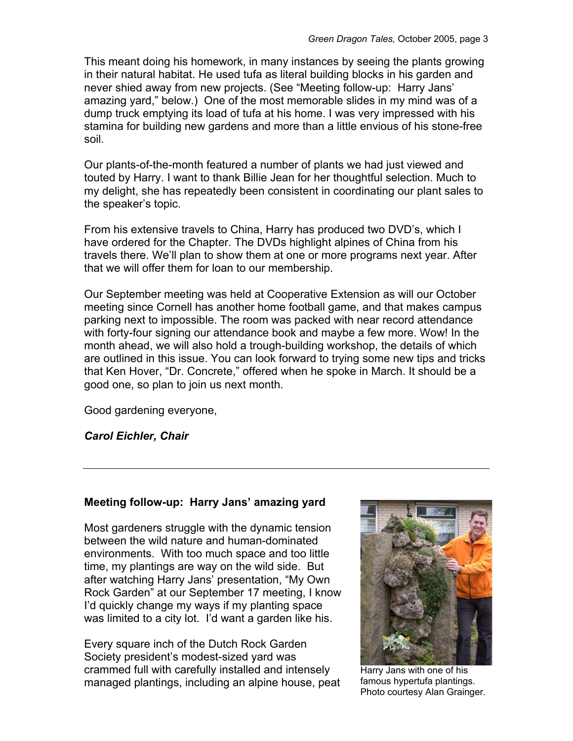This meant doing his homework, in many instances by seeing the plants growing in their natural habitat. He used tufa as literal building blocks in his garden and never shied away from new projects. (See "Meeting follow-up: Harry Jans' amazing yard," below.) One of the most memorable slides in my mind was of a dump truck emptying its load of tufa at his home. I was very impressed with his stamina for building new gardens and more than a little envious of his stone-free soil.

Our plants-of-the-month featured a number of plants we had just viewed and touted by Harry. I want to thank Billie Jean for her thoughtful selection. Much to my delight, she has repeatedly been consistent in coordinating our plant sales to the speaker's topic.

From his extensive travels to China, Harry has produced two DVD's, which I have ordered for the Chapter. The DVDs highlight alpines of China from his travels there. We'll plan to show them at one or more programs next year. After that we will offer them for loan to our membership.

Our September meeting was held at Cooperative Extension as will our October meeting since Cornell has another home football game, and that makes campus parking next to impossible. The room was packed with near record attendance with forty-four signing our attendance book and maybe a few more. Wow! In the month ahead, we will also hold a trough-building workshop, the details of which are outlined in this issue. You can look forward to trying some new tips and tricks that Ken Hover, "Dr. Concrete," offered when he spoke in March. It should be a good one, so plan to join us next month.

Good gardening everyone,

***Carol Eichler, Chair***

---

**Meeting follow-up: Harry Jans' amazing yard**

Most gardeners struggle with the dynamic tension between the wild nature and human-dominated environments. With too much space and too little time, my plantings are way on the wild side. But after watching Harry Jans' presentation, "My Own Rock Garden" at our September 17 meeting, I know I'd quickly change my ways if my planting space was limited to a city lot. I'd want a garden like his.

Every square inch of the Dutch Rock Garden Society president's modest-sized yard was crammed full with carefully installed and intensely managed plantings, including an alpine house, peat

Harry Jans with one of his famous hypertufa plantings. Photo courtesy Alan Grainger.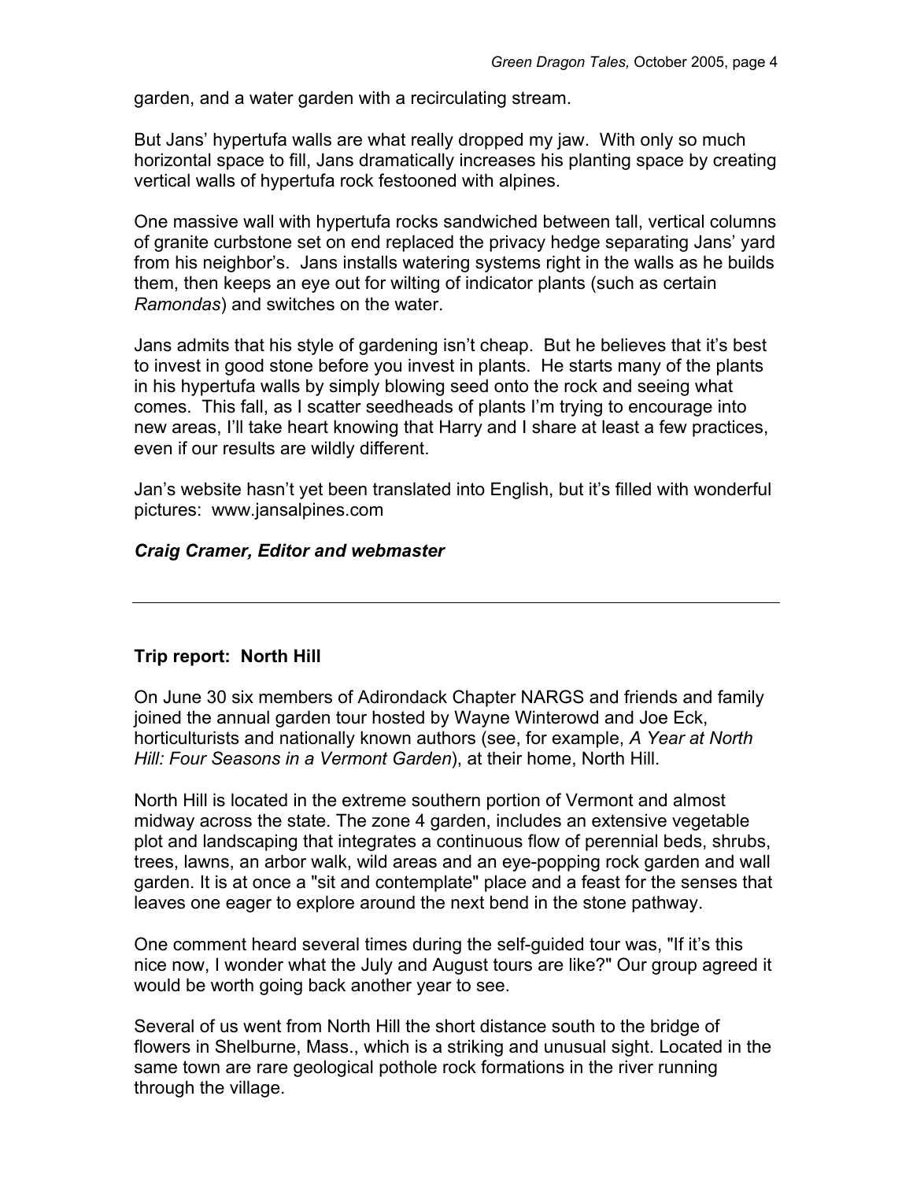garden, and a water garden with a recirculating stream.

But Jans' hypertufa walls are what really dropped my jaw. With only so much horizontal space to fill, Jans dramatically increases his planting space by creating vertical walls of hypertufa rock festooned with alpines.

One massive wall with hypertufa rocks sandwiched between tall, vertical columns of granite curbstone set on end replaced the privacy hedge separating Jans' yard from his neighbor's. Jans installs watering systems right in the walls as he builds them, then keeps an eye out for wilting of indicator plants (such as certain *Ramondas*) and switches on the water.

Jans admits that his style of gardening isn't cheap. But he believes that it's best to invest in good stone before you invest in plants. He starts many of the plants in his hypertufa walls by simply blowing seed onto the rock and seeing what comes. This fall, as I scatter seedheads of plants I'm trying to encourage into new areas, I'll take heart knowing that Harry and I share at least a few practices, even if our results are wildly different.

Jan's website hasn't yet been translated into English, but it's filled with wonderful pictures: www.jansalpines.com

***Craig Cramer, Editor and webmaster***

---

**Trip report: North Hill**

On June 30 six members of Adirondack Chapter NARGS and friends and family joined the annual garden tour hosted by Wayne Winterowd and Joe Eck, horticulturists and nationally known authors (see, for example, *A Year at North Hill: Four Seasons in a Vermont Garden*), at their home, North Hill.

North Hill is located in the extreme southern portion of Vermont and almost midway across the state. The zone 4 garden, includes an extensive vegetable plot and landscaping that integrates a continuous flow of perennial beds, shrubs, trees, lawns, an arbor walk, wild areas and an eye-popping rock garden and wall garden. It is at once a "sit and contemplate" place and a feast for the senses that leaves one eager to explore around the next bend in the stone pathway.

One comment heard several times during the self-guided tour was, "If it's this nice now, I wonder what the July and August tours are like?" Our group agreed it would be worth going back another year to see.

Several of us went from North Hill the short distance south to the bridge of flowers in Shelburne, Mass., which is a striking and unusual sight. Located in the same town are rare geological pothole rock formations in the river running through the village.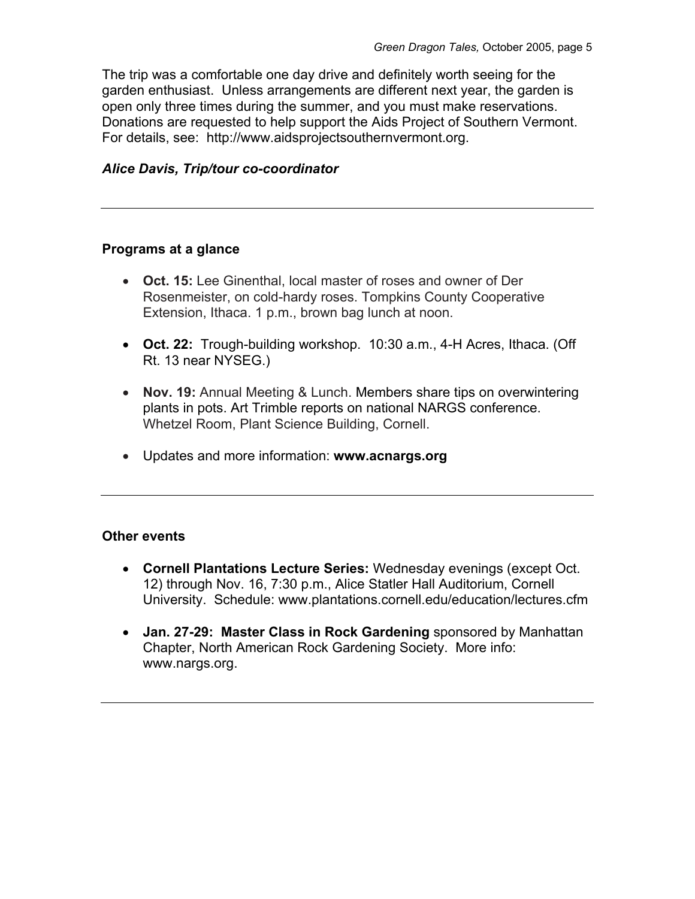The trip was a comfortable one day drive and definitely worth seeing for the garden enthusiast. Unless arrangements are different next year, the garden is open only three times during the summer, and you must make reservations. Donations are requested to help support the Aids Project of Southern Vermont. For details, see: http://www.aidsprojectsouthernvermont.org.

***Alice Davis, Trip/tour co-coordinator***

---

### Programs at a glance

- **Oct. 15:** Lee Ginenthal, local master of roses and owner of Der Rosenmeister, on cold-hardy roses. Tompkins County Cooperative Extension, Ithaca. 1 p.m., brown bag lunch at noon.
- **Oct. 22:** Trough-building workshop. 10:30 a.m., 4-H Acres, Ithaca. (Off Rt. 13 near NYSEG.)
- **Nov. 19:** Annual Meeting & Lunch. Members share tips on overwintering plants in pots. Art Trimble reports on national NARGS conference. Whetzel Room, Plant Science Building, Cornell.
- Updates and more information: **www.acnargs.org**

---

### Other events

- **Cornell Plantations Lecture Series:** Wednesday evenings (except Oct. 12) through Nov. 16, 7:30 p.m., Alice Statler Hall Auditorium, Cornell University. Schedule: www.plantations.cornell.edu/education/lectures.cfm
- **Jan. 27-29: Master Class in Rock Gardening** sponsored by Manhattan Chapter, North American Rock Gardening Society. More info: www.nargs.org.

---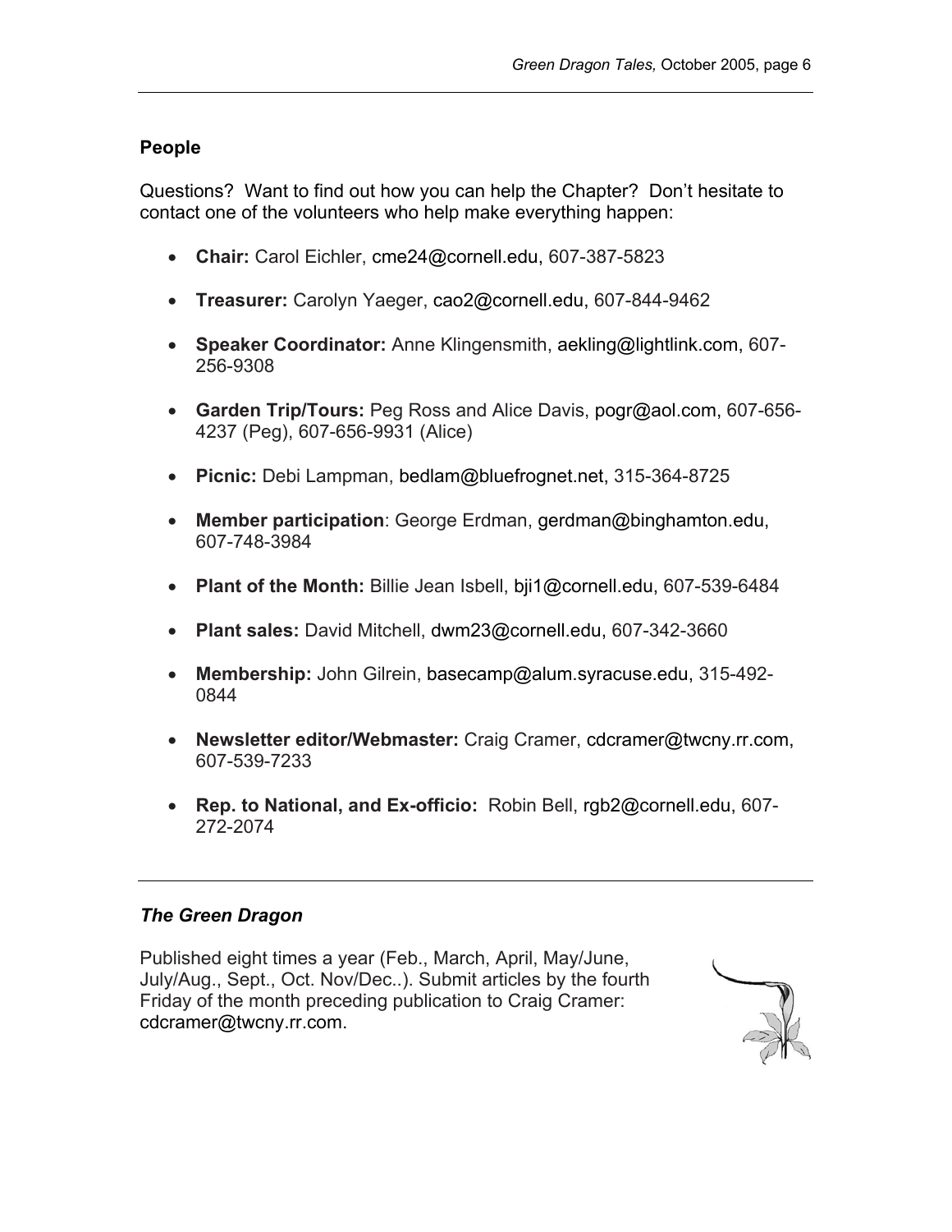## People

Questions? Want to find out how you can help the Chapter? Don't hesitate to contact one of the volunteers who help make everything happen:

- **Chair:** Carol Eichler, cme24@cornell.edu, 607-387-5823
- **Treasurer:** Carolyn Yaeger, cao2@cornell.edu, 607-844-9462
- **Speaker Coordinator:** Anne Klingensmith, aekling@lightlink.com, 607-256-9308
- **Garden Trip/Tours:** Peg Ross and Alice Davis, pogr@aol.com, 607-656-4237 (Peg), 607-656-9931 (Alice)
- **Picnic:** Debi Lampman, bedlam@bluefrognet.net, 315-364-8725
- **Member participation**: George Erdman, gerdman@binghamton.edu, 607-748-3984
- **Plant of the Month:** Billie Jean Isbell, bji1@cornell.edu, 607-539-6484
- **Plant sales:** David Mitchell, dwm23@cornell.edu, 607-342-3660
- **Membership:** John Gilrein, basecamp@alum.syracuse.edu, 315-492-0844
- **Newsletter editor/Webmaster:** Craig Cramer, cdcramer@twcny.rr.com, 607-539-7233
- **Rep. to National, and Ex-officio:** Robin Bell, rgb2@cornell.edu, 607-272-2074

---

## *The Green Dragon*

Published eight times a year (Feb., March, April, May/June, July/Aug., Sept., Oct. Nov/Dec..). Submit articles by the fourth Friday of the month preceding publication to Craig Cramer: cdcramer@twcny.rr.com.